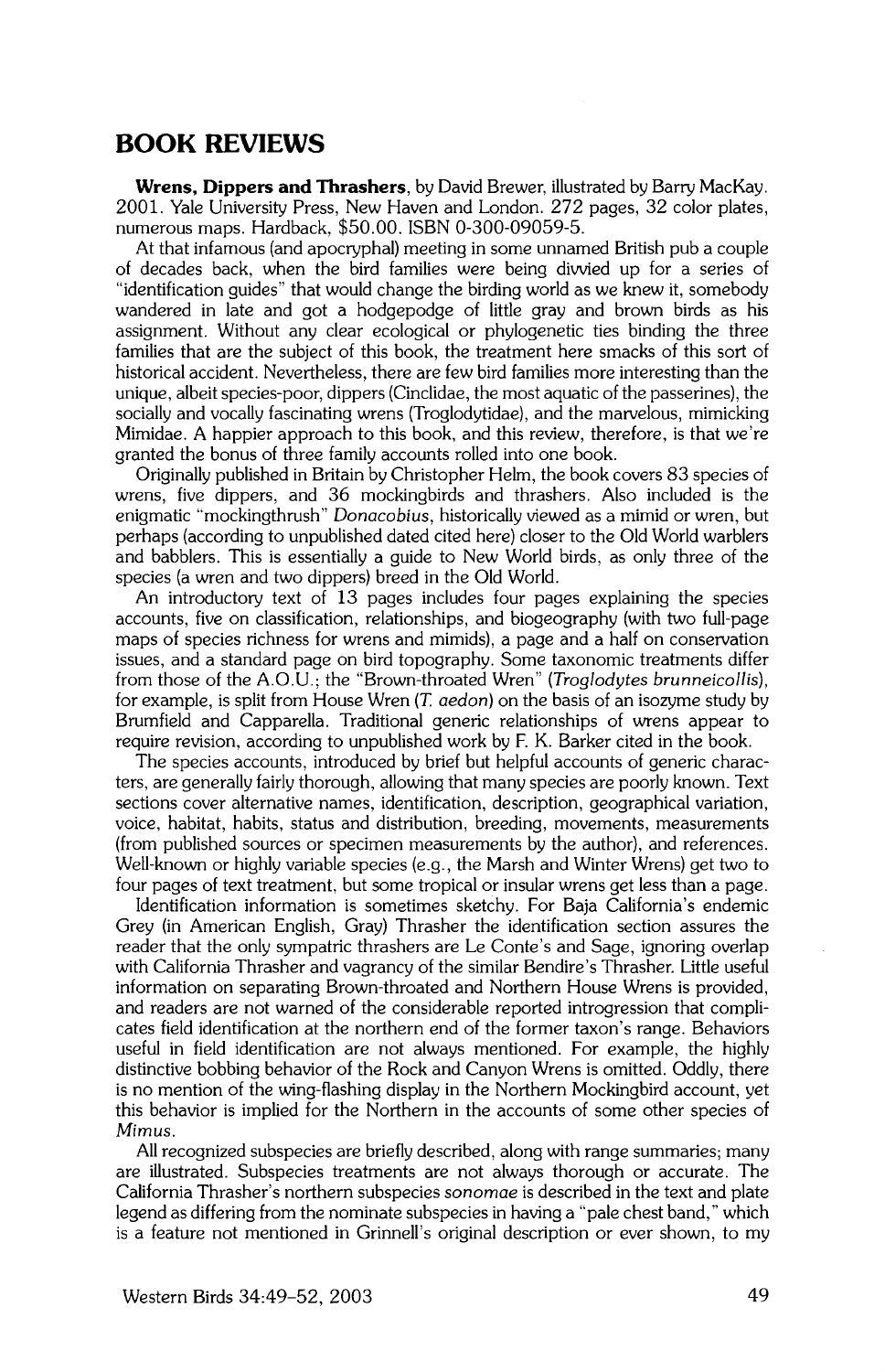## BOOK REVIEWS

**Wrens, Dippers and Thrashers**, by David Brewer, illustrated by Barry MacKay. 2001. Yale University Press, New Haven and London. 272 pages, 32 color plates, numerous maps. Hardback, $50.00. ISBN 0-300-09059-5.

At that infamous (and apocryphal) meeting in some unnamed British pub a couple of decades back, when the bird families were being divvied up for a series of "identification guides" that would change the birding world as we knew it, somebody wandered in late and got a hodgepodge of little gray and brown birds as his assignment. Without any clear ecological or phylogenetic ties binding the three families that are the subject of this book, the treatment here smacks of this sort of historical accident. Nevertheless, there are few bird families more interesting than the unique, albeit species-poor, dippers (Cinclidae, the most aquatic of the passerines), the socially and vocally fascinating wrens (Troglodytidae), and the marvelous, mimicking Mimidae. A happier approach to this book, and this review, therefore, is that we're granted the bonus of three family accounts rolled into one book.

Originally published in Britain by Christopher Helm, the book covers 83 species of wrens, five dippers, and 36 mockingbirds and thrashers. Also included is the enigmatic "mockingthrush" *Donacobius*, historically viewed as a mimid or wren, but perhaps (according to unpublished dated cited here) closer to the Old World warblers and babblers. This is essentially a guide to New World birds, as only three of the species (a wren and two dippers) breed in the Old World.

An introductory text of 13 pages includes four pages explaining the species accounts, five on classification, relationships, and biogeography (with two full-page maps of species richness for wrens and mimids), a page and a half on conservation issues, and a standard page on bird topography. Some taxonomic treatments differ from those of the A.O.U.; the "Brown-throated Wren" (*Troglodytes brunneicollis*), for example, is split from House Wren (*T. aedon*) on the basis of an isozyme study by Brumfield and Capparella. Traditional generic relationships of wrens appear to require revision, according to unpublished work by F. K. Barker cited in the book.

The species accounts, introduced by brief but helpful accounts of generic characters, are generally fairly thorough, allowing that many species are poorly known. Text sections cover alternative names, identification, description, geographical variation, voice, habitat, habits, status and distribution, breeding, movements, measurements (from published sources or specimen measurements by the author), and references. Well-known or highly variable species (e.g., the Marsh and Winter Wrens) get two to four pages of text treatment, but some tropical or insular wrens get less than a page.

Identification information is sometimes sketchy. For Baja California's endemic Grey (in American English, Gray) Thrasher the identification section assures the reader that the only sympatric thrashers are Le Conte's and Sage, ignoring overlap with California Thrasher and vagrancy of the similar Bendire's Thrasher. Little useful information on separating Brown-throated and Northern House Wrens is provided, and readers are not warned of the considerable reported introgression that complicates field identification at the northern end of the former taxon's range. Behaviors useful in field identification are not always mentioned. For example, the highly distinctive bobbing behavior of the Rock and Canyon Wrens is omitted. Oddly, there is no mention of the wing-flashing display in the Northern Mockingbird account, yet this behavior is implied for the Northern in the accounts of some other species of *Mimus*.

All recognized subspecies are briefly described, along with range summaries; many are illustrated. Subspecies treatments are not always thorough or accurate. The California Thrasher's northern subspecies *sonomae* is described in the text and plate legend as differing from the nominate subspecies in having a "pale chest band," which is a feature not mentioned in Grinnell's original description or ever shown, to my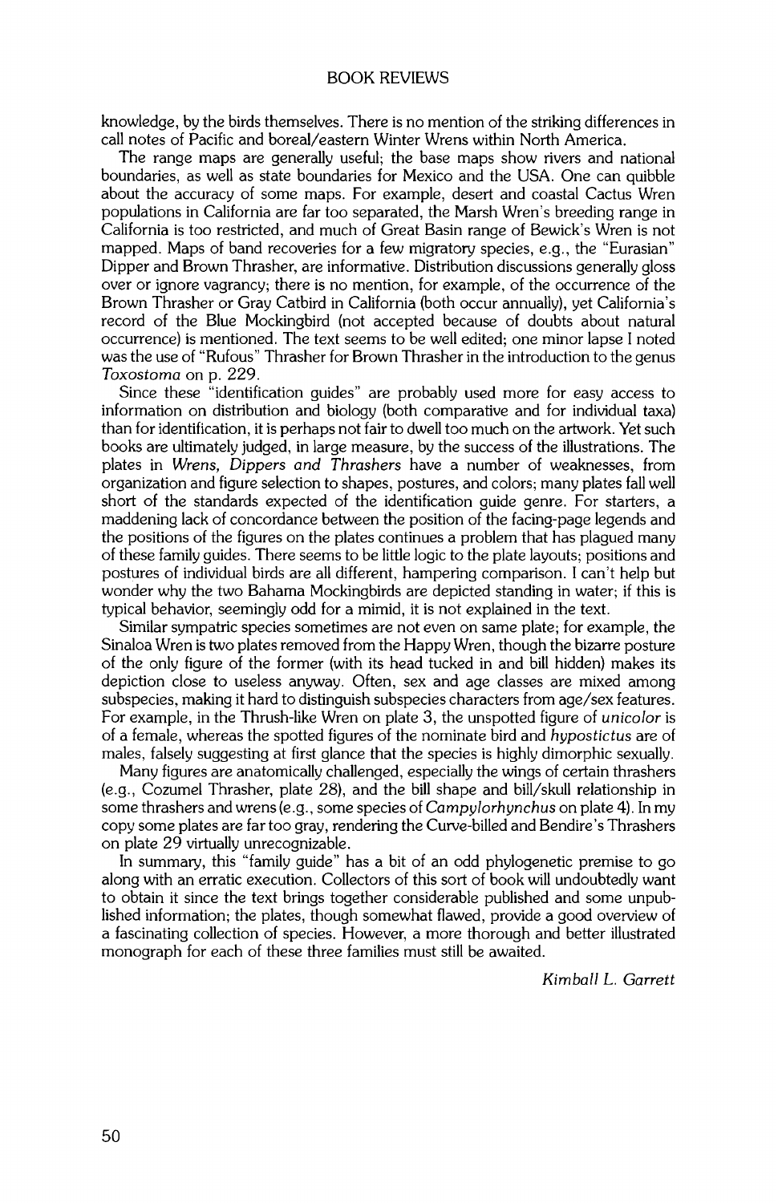knowledge, by the birds themselves. There is no mention of the striking differences in call notes of Pacific and boreal/eastern Winter Wrens within North America.

The range maps are generally useful; the base maps show rivers and national boundaries, as well as state boundaries for Mexico and the USA. One can quibble about the accuracy of some maps. For example, desert and coastal Cactus Wren populations in California are far too separated, the Marsh Wren's breeding range in California is too restricted, and much of Great Basin range of Bewick's Wren is not mapped. Maps of band recoveries for a few migratory species, e.g., the "Eurasian" Dipper and Brown Thrasher, are informative. Distribution discussions generally gloss over or ignore vagrancy; there is no mention, for example, of the occurrence of the Brown Thrasher or Gray Catbird in California (both occur annually), yet California's record of the Blue Mockingbird (not accepted because of doubts about natural occurrence) is mentioned. The text seems to be well edited; one minor lapse I noted was the use of "Rufous" Thrasher for Brown Thrasher in the introduction to the genus *Toxostoma* on p. 229.

Since these "identification guides" are probably used more for easy access to information on distribution and biology (both comparative and for individual taxa) than for identification, it is perhaps not fair to dwell too much on the artwork. Yet such books are ultimately judged, in large measure, by the success of the illustrations. The plates in *Wrens, Dippers and Thrashers* have a number of weaknesses, from organization and figure selection to shapes, postures, and colors; many plates fall well short of the standards expected of the identification guide genre. For starters, a maddening lack of concordance between the position of the facing-page legends and the positions of the figures on the plates continues a problem that has plagued many of these family guides. There seems to be little logic to the plate layouts; positions and postures of individual birds are all different, hampering comparison. I can't help but wonder why the two Bahama Mockingbirds are depicted standing in water; if this is typical behavior, seemingly odd for a mimid, it is not explained in the text.

Similar sympatric species sometimes are not even on same plate; for example, the Sinaloa Wren is two plates removed from the Happy Wren, though the bizarre posture of the only figure of the former (with its head tucked in and bill hidden) makes its depiction close to useless anyway. Often, sex and age classes are mixed among subspecies, making it hard to distinguish subspecies characters from age/sex features. For example, in the Thrush-like Wren on plate 3, the unspotted figure of *unicolor* is of a female, whereas the spotted figures of the nominate bird and *hypostictus* are of males, falsely suggesting at first glance that the species is highly dimorphic sexually.

Many figures are anatomically challenged, especially the wings of certain thrashers (e.g., Cozumel Thrasher, plate 28), and the bill shape and bill/skull relationship in some thrashers and wrens (e.g., some species of *Campylorhynchus* on plate 4). In my copy some plates are far too gray, rendering the Curve-billed and Bendire's Thrashers on plate 29 virtually unrecognizable.

In summary, this "family guide" has a bit of an odd phylogenetic premise to go along with an erratic execution. Collectors of this sort of book will undoubtedly want to obtain it since the text brings together considerable published and some unpublished information; the plates, though somewhat flawed, provide a good overview of a fascinating collection of species. However, a more thorough and better illustrated monograph for each of these three families must still be awaited.

*Kimball L. Garrett*